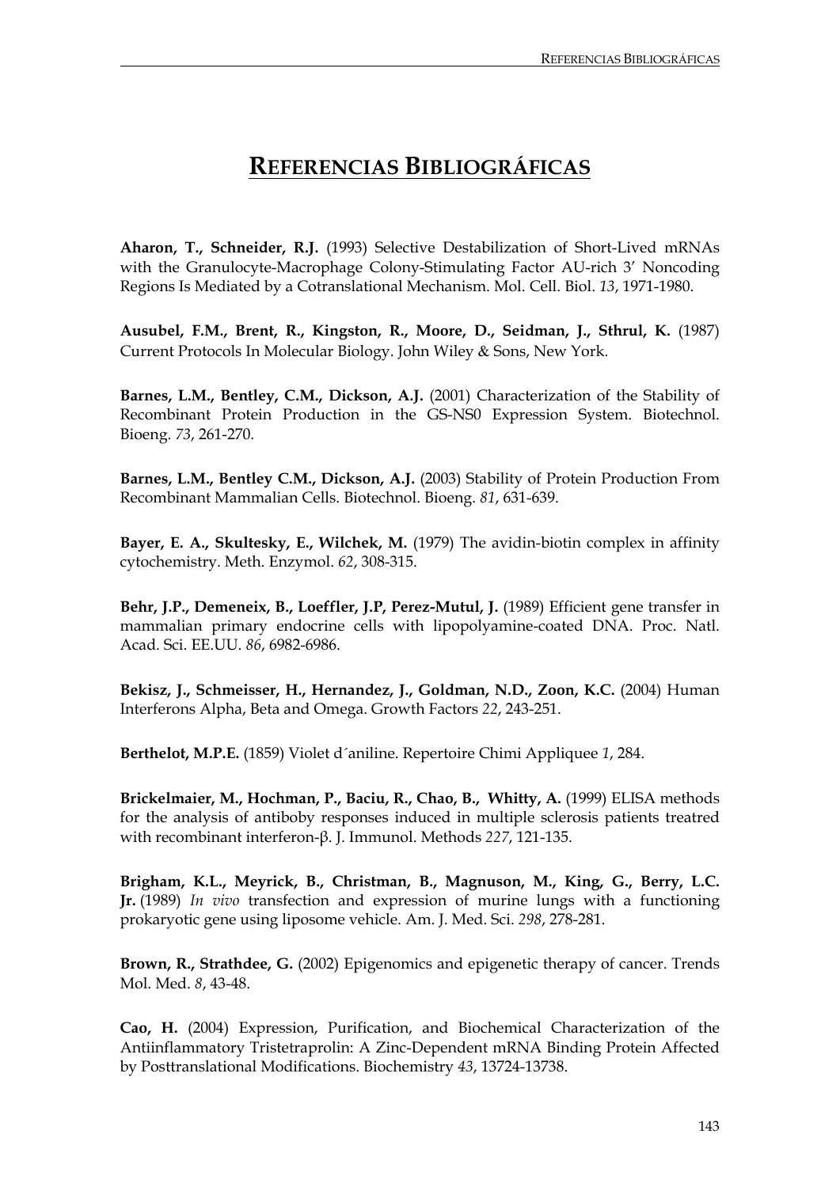# Referencias Bibliográficas

**Aharon, T., Schneider, R.J.** (1993) Selective Destabilization of Short-Lived mRNAs with the Granulocyte-Macrophage Colony-Stimulating Factor AU-rich 3′ Noncoding Regions Is Mediated by a Cotranslational Mechanism. Mol. Cell. Biol. *13*, 1971-1980.

**Ausubel, F.M., Brent, R., Kingston, R., Moore, D., Seidman, J., Sthrul, K.** (1987) Current Protocols In Molecular Biology. John Wiley & Sons, New York.

**Barnes, L.M., Bentley, C.M., Dickson, A.J.** (2001) Characterization of the Stability of Recombinant Protein Production in the GS-NS0 Expression System. Biotechnol. Bioeng. *73*, 261-270.

**Barnes, L.M., Bentley C.M., Dickson, A.J.** (2003) Stability of Protein Production From Recombinant Mammalian Cells. Biotechnol. Bioeng. *81*, 631-639.

**Bayer, E. A., Skultesky, E., Wilchek, M.** (1979) The avidin-biotin complex in affinity cytochemistry. Meth. Enzymol. *62*, 308-315.

**Behr, J.P., Demeneix, B., Loeffler, J.P, Perez-Mutul, J.** (1989) Efficient gene transfer in mammalian primary endocrine cells with lipopolyamine-coated DNA. Proc. Natl. Acad. Sci. EE.UU. *86*, 6982-6986.

**Bekisz, J., Schmeisser, H., Hernandez, J., Goldman, N.D., Zoon, K.C.** (2004) Human Interferons Alpha, Beta and Omega. Growth Factors *22*, 243-251.

**Berthelot, M.P.E.** (1859) Violet d´aniline. Repertoire Chimi Appliquee *1*, 284.

**Brickelmaier, M., Hochman, P., Baciu, R., Chao, B., Whitty, A.** (1999) ELISA methods for the analysis of antiboby responses induced in multiple sclerosis patients treatred with recombinant interferon-β. J. Immunol. Methods *227*, 121-135.

**Brigham, K.L., Meyrick, B., Christman, B., Magnuson, M., King, G., Berry, L.C. Jr.** (1989) *In vivo* transfection and expression of murine lungs with a functioning prokaryotic gene using liposome vehicle. Am. J. Med. Sci. *298*, 278-281.

**Brown, R., Strathdee, G.** (2002) Epigenomics and epigenetic therapy of cancer. Trends Mol. Med. *8*, 43-48.

**Cao, H.** (2004) Expression, Purification, and Biochemical Characterization of the Antiinflammatory Tristetraprolin: A Zinc-Dependent mRNA Binding Protein Affected by Posttranslational Modifications. Biochemistry *43*, 13724-13738.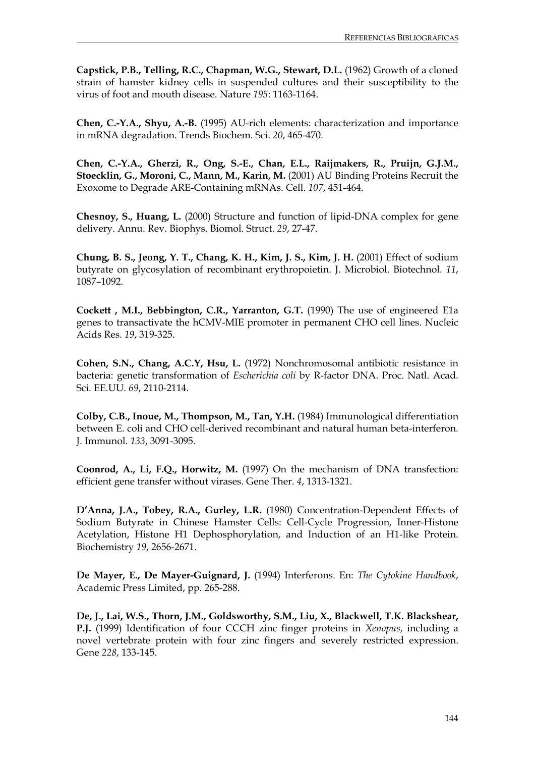**Capstick, P.B., Telling, R.C., Chapman, W.G., Stewart, D.L.** (1962) Growth of a cloned strain of hamster kidney cells in suspended cultures and their susceptibility to the virus of foot and mouth disease. Nature *195*: 1163-1164.

**Chen, C.-Y.A., Shyu, A.-B.** (1995) AU-rich elements: characterization and importance in mRNA degradation. Trends Biochem. Sci. *20*, 465-470.

**Chen, C.-Y.A., Gherzi, R., Ong, S.-E., Chan, E.L., Raijmakers, R., Pruijn, G.J.M., Stoecklin, G., Moroni, C., Mann, M., Karin, M.** (2001) AU Binding Proteins Recruit the Exoxome to Degrade ARE-Containing mRNAs. Cell. *107*, 451-464.

**Chesnoy, S., Huang, L.** (2000) Structure and function of lipid-DNA complex for gene delivery. Annu. Rev. Biophys. Biomol. Struct. *29*, 27-47.

**Chung, B. S., Jeong, Y. T., Chang, K. H., Kim, J. S., Kim, J. H.** (2001) Effect of sodium butyrate on glycosylation of recombinant erythropoietin. J. Microbiol. Biotechnol. *11*, 1087–1092.

**Cockett , M.I., Bebbington, C.R., Yarranton, G.T.** (1990) The use of engineered E1a genes to transactivate the hCMV-MIE promoter in permanent CHO cell lines. Nucleic Acids Res. *19*, 319-325.

**Cohen, S.N., Chang, A.C.Y, Hsu, L.** (1972) Nonchromosomal antibiotic resistance in bacteria: genetic transformation of *Escherichia coli* by R-factor DNA. Proc. Natl. Acad. Sci. EE.UU. *69*, 2110-2114.

**Colby, C.B., Inoue, M., Thompson, M., Tan, Y.H.** (1984) Immunological differentiation between E. coli and CHO cell-derived recombinant and natural human beta-interferon. J. Immunol. *133*, 3091-3095.

**Coonrod, A., Li, F.Q., Horwitz, M.** (1997) On the mechanism of DNA transfection: efficient gene transfer without virases. Gene Ther. *4*, 1313-1321.

**D'Anna, J.A., Tobey, R.A., Gurley, L.R.** (1980) Concentration-Dependent Effects of Sodium Butyrate in Chinese Hamster Cells: Cell-Cycle Progression, Inner-Histone Acetylation, Histone H1 Dephosphorylation, and Induction of an H1-like Protein. Biochemistry *19*, 2656-2671.

**De Mayer, E., De Mayer-Guignard, J.** (1994) Interferons. En: *The Cytokine Handbook*, Academic Press Limited, pp. 265-288.

**De, J., Lai, W.S., Thorn, J.M., Goldsworthy, S.M., Liu, X., Blackwell, T.K. Blackshear, P.J.** (1999) Identification of four CCCH zinc finger proteins in *Xenopus*, including a novel vertebrate protein with four zinc fingers and severely restricted expression. Gene *228*, 133-145.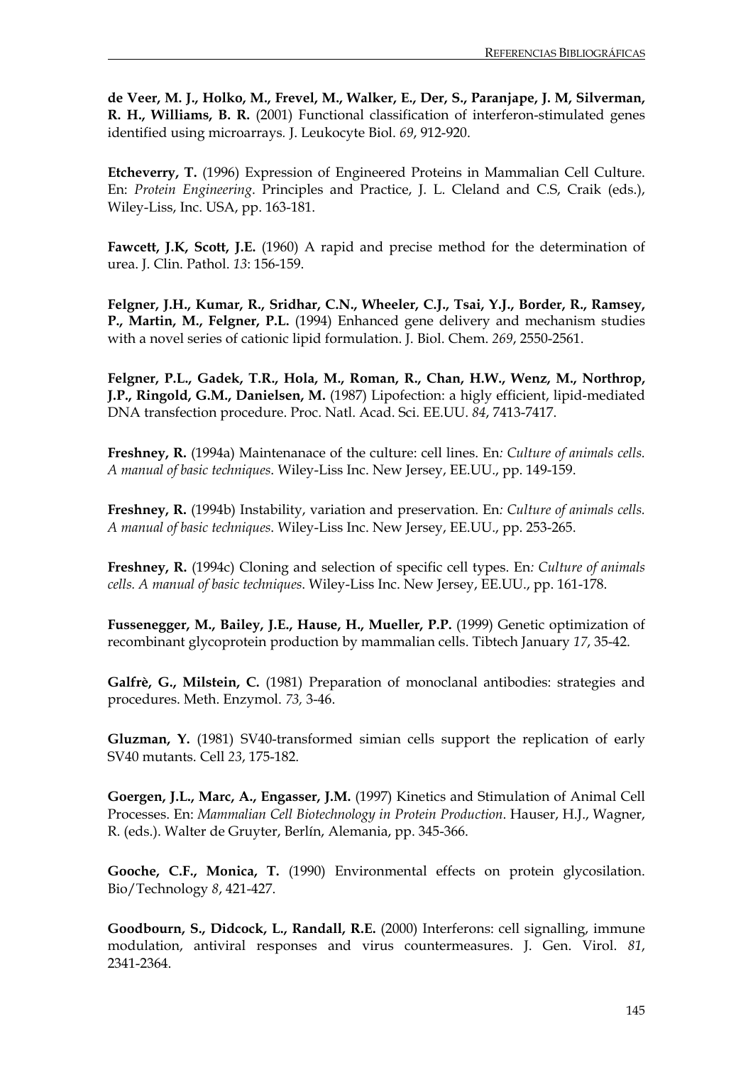**de Veer, M. J., Holko, M., Frevel, M., Walker, E., Der, S., Paranjape, J. M, Silverman, R. H., Williams, B. R.** (2001) Functional classification of interferon-stimulated genes identified using microarrays. J. Leukocyte Biol. *69*, 912-920.

**Etcheverry, T.** (1996) Expression of Engineered Proteins in Mammalian Cell Culture. En: *Protein Engineering*. Principles and Practice, J. L. Cleland and C.S, Craik (eds.), Wiley-Liss, Inc. USA, pp. 163-181.

**Fawcett, J.K, Scott, J.E.** (1960) A rapid and precise method for the determination of urea. J. Clin. Pathol. *13*: 156-159.

**Felgner, J.H., Kumar, R., Sridhar, C.N., Wheeler, C.J., Tsai, Y.J., Border, R., Ramsey, P., Martin, M., Felgner, P.L.** (1994) Enhanced gene delivery and mechanism studies with a novel series of cationic lipid formulation. J. Biol. Chem. *269*, 2550-2561.

**Felgner, P.L., Gadek, T.R., Hola, M., Roman, R., Chan, H.W., Wenz, M., Northrop, J.P., Ringold, G.M., Danielsen, M.** (1987) Lipofection: a higly efficient, lipid-mediated DNA transfection procedure. Proc. Natl. Acad. Sci. EE.UU. *84*, 7413-7417.

**Freshney, R.** (1994a) Maintenanace of the culture: cell lines. En*: Culture of animals cells. A manual of basic techniques*. Wiley-Liss Inc. New Jersey, EE.UU., pp. 149-159.

**Freshney, R.** (1994b) Instability, variation and preservation. En*: Culture of animals cells. A manual of basic techniques*. Wiley-Liss Inc. New Jersey, EE.UU., pp. 253-265.

**Freshney, R.** (1994c) Cloning and selection of specific cell types. En*: Culture of animals cells. A manual of basic techniques*. Wiley-Liss Inc. New Jersey, EE.UU., pp. 161-178.

**Fussenegger, M., Bailey, J.E., Hause, H., Mueller, P.P.** (1999) Genetic optimization of recombinant glycoprotein production by mammalian cells. Tibtech January *17*, 35-42.

**Galfrè, G., Milstein, C.** (1981) Preparation of monoclanal antibodies: strategies and procedures. Meth. Enzymol. *73,* 3-46.

**Gluzman, Y.** (1981) SV40-transformed simian cells support the replication of early SV40 mutants. Cell *23*, 175-182.

**Goergen, J.L., Marc, A., Engasser, J.M.** (1997) Kinetics and Stimulation of Animal Cell Processes. En: *Mammalian Cell Biotechnology in Protein Production*. Hauser, H.J., Wagner, R. (eds.). Walter de Gruyter, Berlín, Alemania, pp. 345-366.

**Gooche, C.F., Monica, T.** (1990) Environmental effects on protein glycosilation. Bio/Technology *8*, 421-427.

**Goodbourn, S., Didcock, L., Randall, R.E.** (2000) Interferons: cell signalling, immune modulation, antiviral responses and virus countermeasures. J. Gen. Virol. *81*, 2341-2364.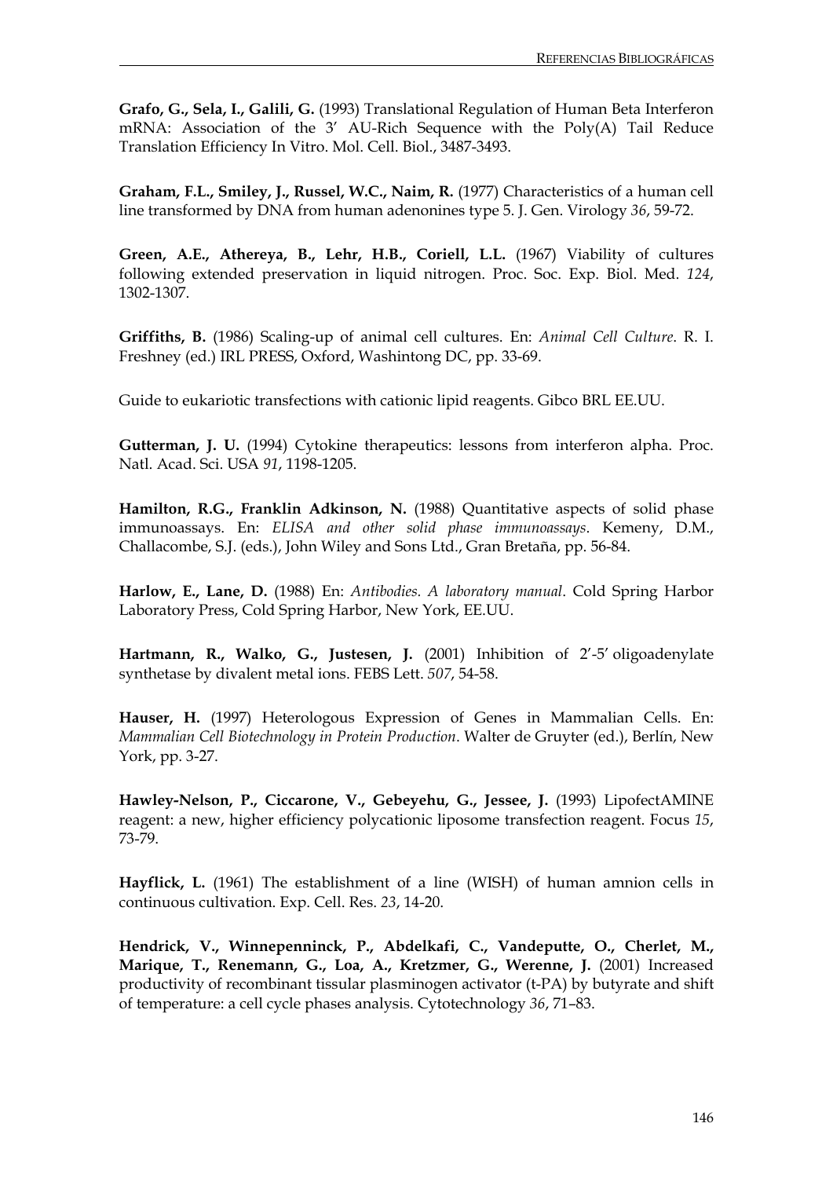**Grafo, G., Sela, I., Galili, G.** (1993) Translational Regulation of Human Beta Interferon mRNA: Association of the 3' AU-Rich Sequence with the Poly(A) Tail Reduce Translation Efficiency In Vitro. Mol. Cell. Biol., 3487-3493.

**Graham, F.L., Smiley, J., Russel, W.C., Naim, R.** (1977) Characteristics of a human cell line transformed by DNA from human adenonines type 5. J. Gen. Virology *36*, 59-72.

**Green, A.E., Athereya, B., Lehr, H.B., Coriell, L.L.** (1967) Viability of cultures following extended preservation in liquid nitrogen. Proc. Soc. Exp. Biol. Med. *124*, 1302-1307.

**Griffiths, B.** (1986) Scaling-up of animal cell cultures. En: *Animal Cell Culture*. R. I. Freshney (ed.) IRL PRESS, Oxford, Washintong DC, pp. 33-69.

Guide to eukariotic transfections with cationic lipid reagents. Gibco BRL EE.UU.

**Gutterman, J. U.** (1994) Cytokine therapeutics: lessons from interferon alpha. Proc. Natl. Acad. Sci. USA *91*, 1198-1205.

**Hamilton, R.G., Franklin Adkinson, N.** (1988) Quantitative aspects of solid phase immunoassays. En: *ELISA and other solid phase immunoassays*. Kemeny, D.M., Challacombe, S.J. (eds.), John Wiley and Sons Ltd., Gran Bretaña, pp. 56-84.

**Harlow, E., Lane, D.** (1988) En: *Antibodies. A laboratory manual*. Cold Spring Harbor Laboratory Press, Cold Spring Harbor, New York, EE.UU.

**Hartmann, R., Walko, G., Justesen, J.** (2001) Inhibition of 2'-5' oligoadenylate synthetase by divalent metal ions. FEBS Lett. *507*, 54-58.

**Hauser, H.** (1997) Heterologous Expression of Genes in Mammalian Cells. En: *Mammalian Cell Biotechnology in Protein Production*. Walter de Gruyter (ed.), Berlín, New York, pp. 3-27.

**Hawley-Nelson, P., Ciccarone, V., Gebeyehu, G., Jessee, J.** (1993) LipofectAMINE reagent: a new, higher efficiency polycationic liposome transfection reagent. Focus *15*, 73-79.

**Hayflick, L.** (1961) The establishment of a line (WISH) of human amnion cells in continuous cultivation. Exp. Cell. Res. *23*, 14-20.

**Hendrick, V., Winnepenninck, P., Abdelkafi, C., Vandeputte, O., Cherlet, M., Marique, T., Renemann, G., Loa, A., Kretzmer, G., Werenne, J.** (2001) Increased productivity of recombinant tissular plasminogen activator (t-PA) by butyrate and shift of temperature: a cell cycle phases analysis. Cytotechnology *36*, 71–83.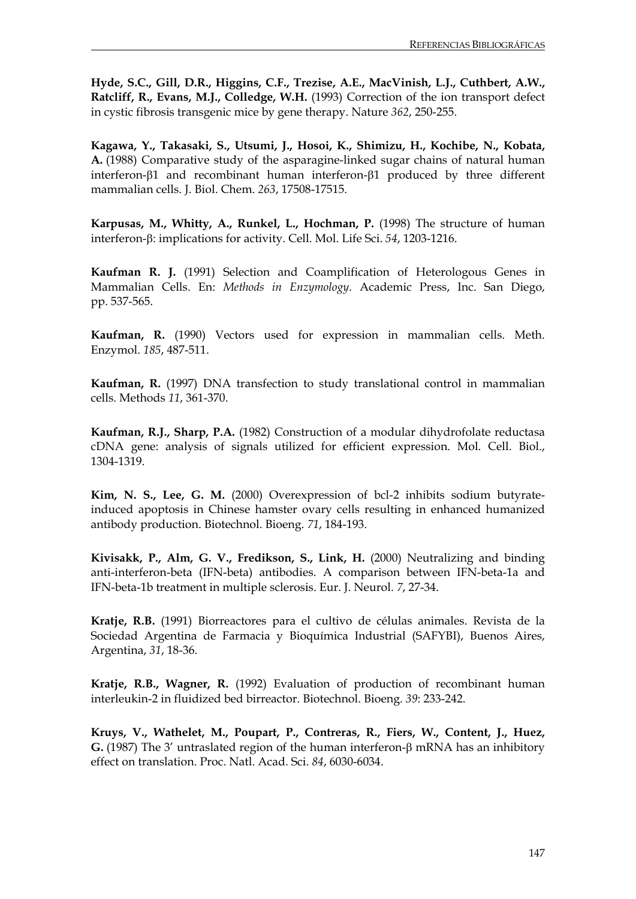**Hyde, S.C., Gill, D.R., Higgins, C.F., Trezise, A.E., MacVinish, L.J., Cuthbert, A.W., Ratcliff, R., Evans, M.J., Colledge, W.H.** (1993) Correction of the ion transport defect in cystic fibrosis transgenic mice by gene therapy. Nature *362*, 250-255.

**Kagawa, Y., Takasaki, S., Utsumi, J., Hosoi, K., Shimizu, H., Kochibe, N., Kobata, A.** (1988) Comparative study of the asparagine-linked sugar chains of natural human interferon-β1 and recombinant human interferon-β1 produced by three different mammalian cells. J. Biol. Chem. *263*, 17508-17515.

**Karpusas, M., Whitty, A., Runkel, L., Hochman, P.** (1998) The structure of human interferon-β: implications for activity. Cell. Mol. Life Sci. *54*, 1203-1216.

**Kaufman R. J.** (1991) Selection and Coamplification of Heterologous Genes in Mammalian Cells. En: *Methods in Enzymology*. Academic Press, Inc. San Diego, pp. 537-565.

**Kaufman, R.** (1990) Vectors used for expression in mammalian cells. Meth. Enzymol. *185*, 487-511.

**Kaufman, R.** (1997) DNA transfection to study translational control in mammalian cells. Methods *11*, 361-370.

**Kaufman, R.J., Sharp, P.A.** (1982) Construction of a modular dihydrofolate reductasa cDNA gene: analysis of signals utilized for efficient expression. Mol. Cell. Biol., 1304-1319.

**Kim, N. S., Lee, G. M.** (2000) Overexpression of bcl-2 inhibits sodium butyrate-induced apoptosis in Chinese hamster ovary cells resulting in enhanced humanized antibody production. Biotechnol. Bioeng. *71*, 184-193.

**Kivisakk, P., Alm, G. V., Fredikson, S., Link, H.** (2000) Neutralizing and binding anti-interferon-beta (IFN-beta) antibodies. A comparison between IFN-beta-1a and IFN-beta-1b treatment in multiple sclerosis. Eur. J. Neurol. *7*, 27-34.

**Kratje, R.B.** (1991) Biorreactores para el cultivo de células animales. Revista de la Sociedad Argentina de Farmacia y Bioquímica Industrial (SAFYBI), Buenos Aires, Argentina, *31*, 18-36.

**Kratje, R.B., Wagner, R.** (1992) Evaluation of production of recombinant human interleukin-2 in fluidized bed birreactor. Biotechnol. Bioeng. *39*: 233-242.

**Kruys, V., Wathelet, M., Poupart, P., Contreras, R., Fiers, W., Content, J., Huez, G.** (1987) The 3′ untraslated region of the human interferon-β mRNA has an inhibitory effect on translation. Proc. Natl. Acad. Sci. *84*, 6030-6034.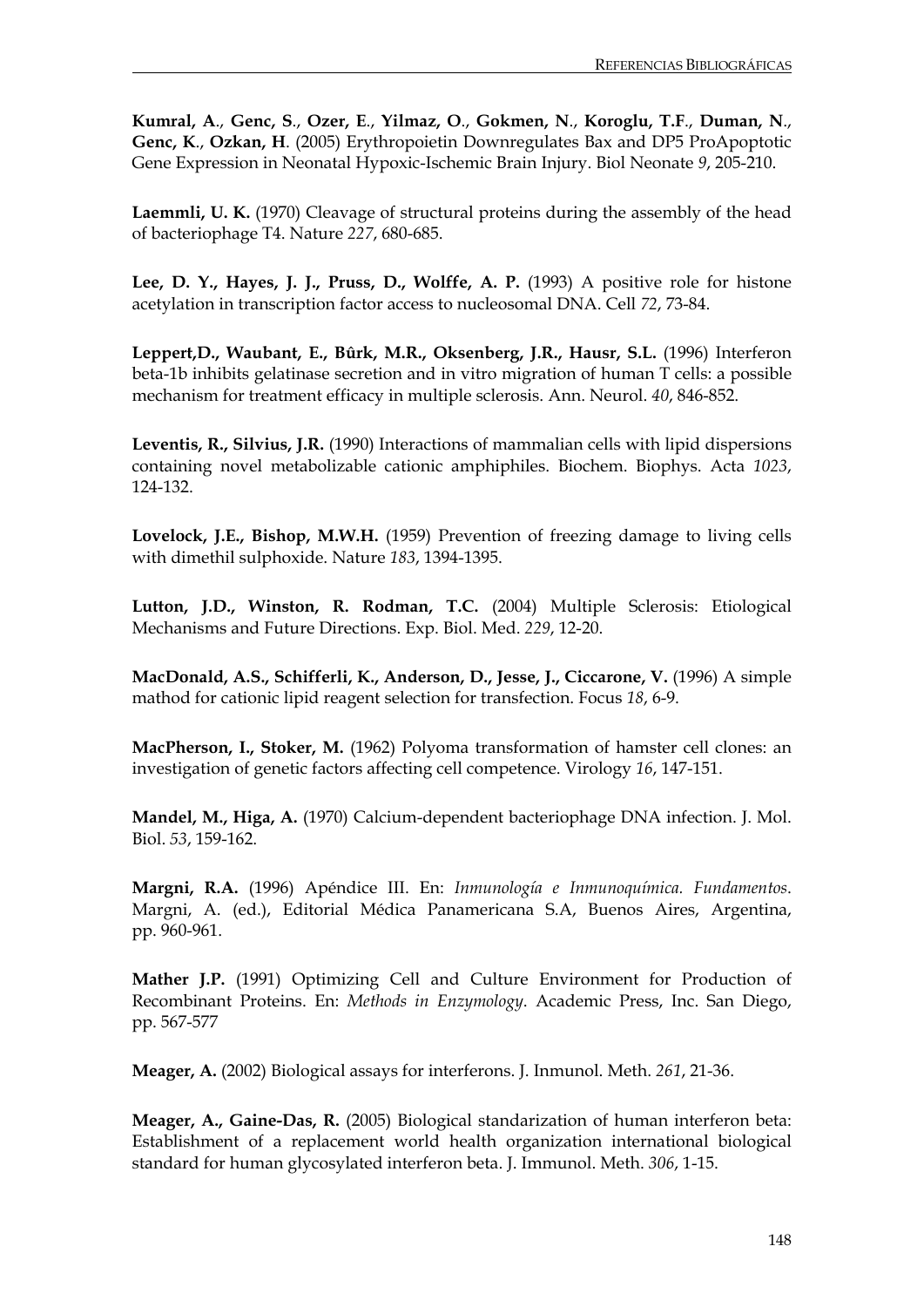**Kumral, A**., **Genc, S**., **Ozer, E**., **Yilmaz, O**., **Gokmen, N**., **Koroglu, T.F**., **Duman, N**., **Genc, K**., **Ozkan, H**. (2005) Erythropoietin Downregulates Bax and DP5 ProApoptotic Gene Expression in Neonatal Hypoxic-Ischemic Brain Injury. Biol Neonate *9*, 205-210.

**Laemmli, U. K.** (1970) Cleavage of structural proteins during the assembly of the head of bacteriophage T4. Nature *227*, 680-685.

**Lee, D. Y., Hayes, J. J., Pruss, D., Wolffe, A. P.** (1993) A positive role for histone acetylation in transcription factor access to nucleosomal DNA. Cell *72*, 73-84.

**Leppert,D., Waubant, E., Bûrk, M.R., Oksenberg, J.R., Hausr, S.L.** (1996) Interferon beta-1b inhibits gelatinase secretion and in vitro migration of human T cells: a possible mechanism for treatment efficacy in multiple sclerosis. Ann. Neurol. *40*, 846-852.

**Leventis, R., Silvius, J.R.** (1990) Interactions of mammalian cells with lipid dispersions containing novel metabolizable cationic amphiphiles. Biochem. Biophys. Acta *1023*, 124-132.

**Lovelock, J.E., Bishop, M.W.H.** (1959) Prevention of freezing damage to living cells with dimethil sulphoxide. Nature *183*, 1394-1395.

**Lutton, J.D., Winston, R. Rodman, T.C.** (2004) Multiple Sclerosis: Etiological Mechanisms and Future Directions. Exp. Biol. Med. *229*, 12-20.

**MacDonald, A.S., Schifferli, K., Anderson, D., Jesse, J., Ciccarone, V.** (1996) A simple mathod for cationic lipid reagent selection for transfection. Focus *18*, 6-9.

**MacPherson, I., Stoker, M.** (1962) Polyoma transformation of hamster cell clones: an investigation of genetic factors affecting cell competence. Virology *16*, 147-151.

**Mandel, M., Higa, A.** (1970) Calcium-dependent bacteriophage DNA infection. J. Mol. Biol. *53*, 159-162.

**Margni, R.A.** (1996) Apéndice III. En: *Inmunología e Inmunoquímica. Fundamentos*. Margni, A. (ed.), Editorial Médica Panamericana S.A, Buenos Aires, Argentina, pp. 960-961.

**Mather J.P.** (1991) Optimizing Cell and Culture Environment for Production of Recombinant Proteins. En: *Methods in Enzymology*. Academic Press, Inc. San Diego, pp. 567-577

**Meager, A.** (2002) Biological assays for interferons. J. Inmunol. Meth. *261*, 21-36.

**Meager, A., Gaine-Das, R.** (2005) Biological standarization of human interferon beta: Establishment of a replacement world health organization international biological standard for human glycosylated interferon beta. J. Immunol. Meth. *306*, 1-15.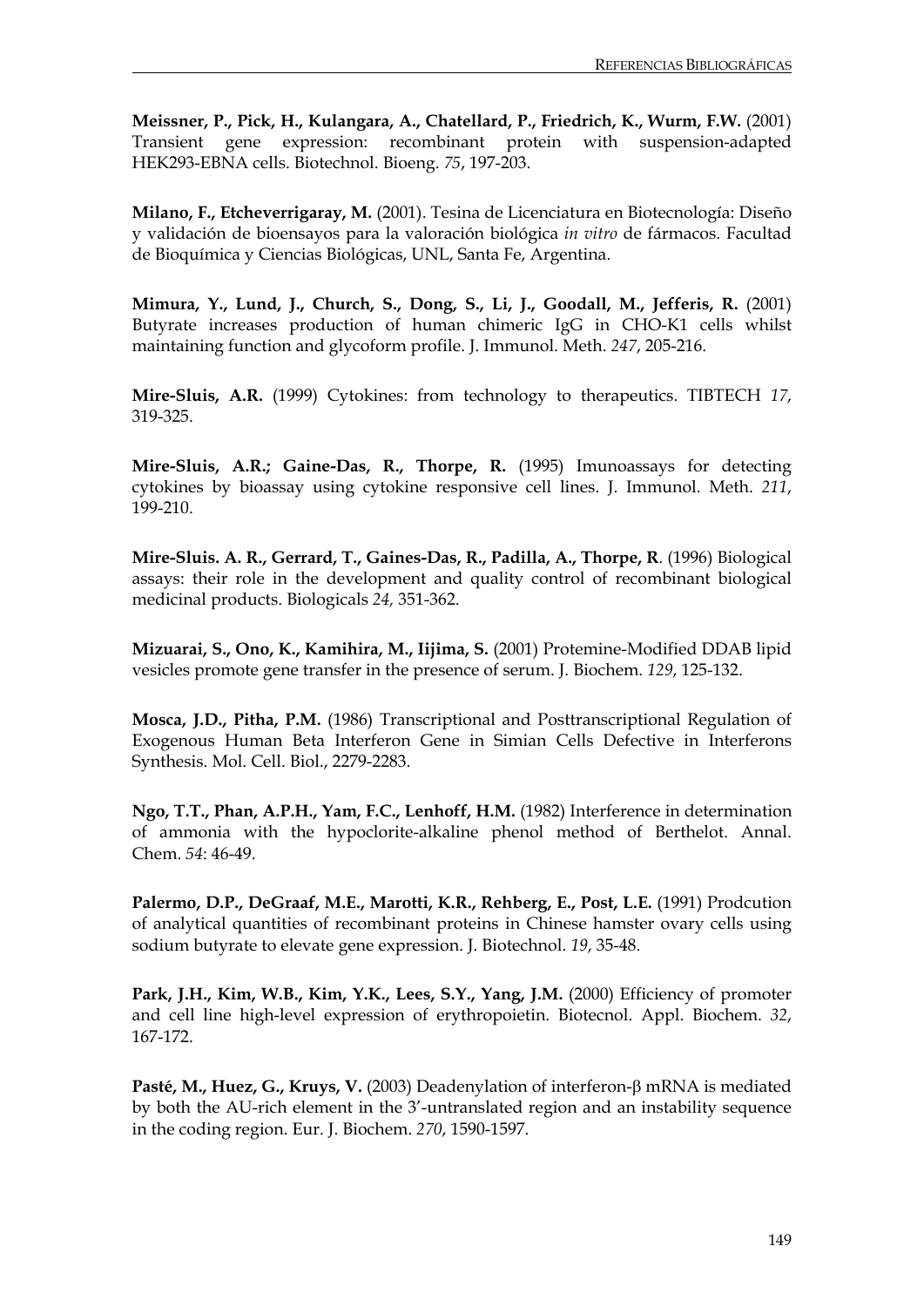**Meissner, P., Pick, H., Kulangara, A., Chatellard, P., Friedrich, K., Wurm, F.W.** (2001) Transient gene expression: recombinant protein with suspension-adapted HEK293-EBNA cells. Biotechnol. Bioeng. *75*, 197-203.

**Milano, F., Etcheverrigaray, M.** (2001). Tesina de Licenciatura en Biotecnología: Diseño y validación de bioensayos para la valoración biológica *in vitro* de fármacos. Facultad de Bioquímica y Ciencias Biológicas, UNL, Santa Fe, Argentina.

**Mimura, Y., Lund, J., Church, S., Dong, S., Li, J., Goodall, M., Jefferis, R.** (2001) Butyrate increases production of human chimeric IgG in CHO-K1 cells whilst maintaining function and glycoform profile. J. Immunol. Meth. *247*, 205-216.

**Mire-Sluis, A.R.** (1999) Cytokines: from technology to therapeutics. TIBTECH *17*, 319-325.

**Mire-Sluis, A.R.; Gaine-Das, R., Thorpe, R.** (1995) Imunoassays for detecting cytokines by bioassay using cytokine responsive cell lines. J. Immunol. Meth. *211*, 199-210.

**Mire-Sluis. A. R., Gerrard, T., Gaines-Das, R., Padilla, A., Thorpe, R**. (1996) Biological assays: their role in the development and quality control of recombinant biological medicinal products. Biologicals *24,* 351-362.

**Mizuarai, S., Ono, K., Kamihira, M., Iijima, S.** (2001) Protemine-Modified DDAB lipid vesicles promote gene transfer in the presence of serum. J. Biochem. *129*, 125-132.

**Mosca, J.D., Pitha, P.M.** (1986) Transcriptional and Posttranscriptional Regulation of Exogenous Human Beta Interferon Gene in Simian Cells Defective in Interferons Synthesis. Mol. Cell. Biol., 2279-2283.

**Ngo, T.T., Phan, A.P.H., Yam, F.C., Lenhoff, H.M.** (1982) Interference in determination of ammonia with the hypoclorite-alkaline phenol method of Berthelot. Annal. Chem. *54*: 46-49.

**Palermo, D.P., DeGraaf, M.E., Marotti, K.R., Rehberg, E., Post, L.E.** (1991) Prodcution of analytical quantities of recombinant proteins in Chinese hamster ovary cells using sodium butyrate to elevate gene expression. J. Biotechnol. *19*, 35-48.

**Park, J.H., Kim, W.B., Kim, Y.K., Lees, S.Y., Yang, J.M.** (2000) Efficiency of promoter and cell line high-level expression of erythropoietin. Biotecnol. Appl. Biochem. *32*, 167-172.

**Pasté, M., Huez, G., Kruys, V.** (2003) Deadenylation of interferon-β mRNA is mediated by both the AU-rich element in the 3'-untranslated region and an instability sequence in the coding region. Eur. J. Biochem. *270*, 1590-1597.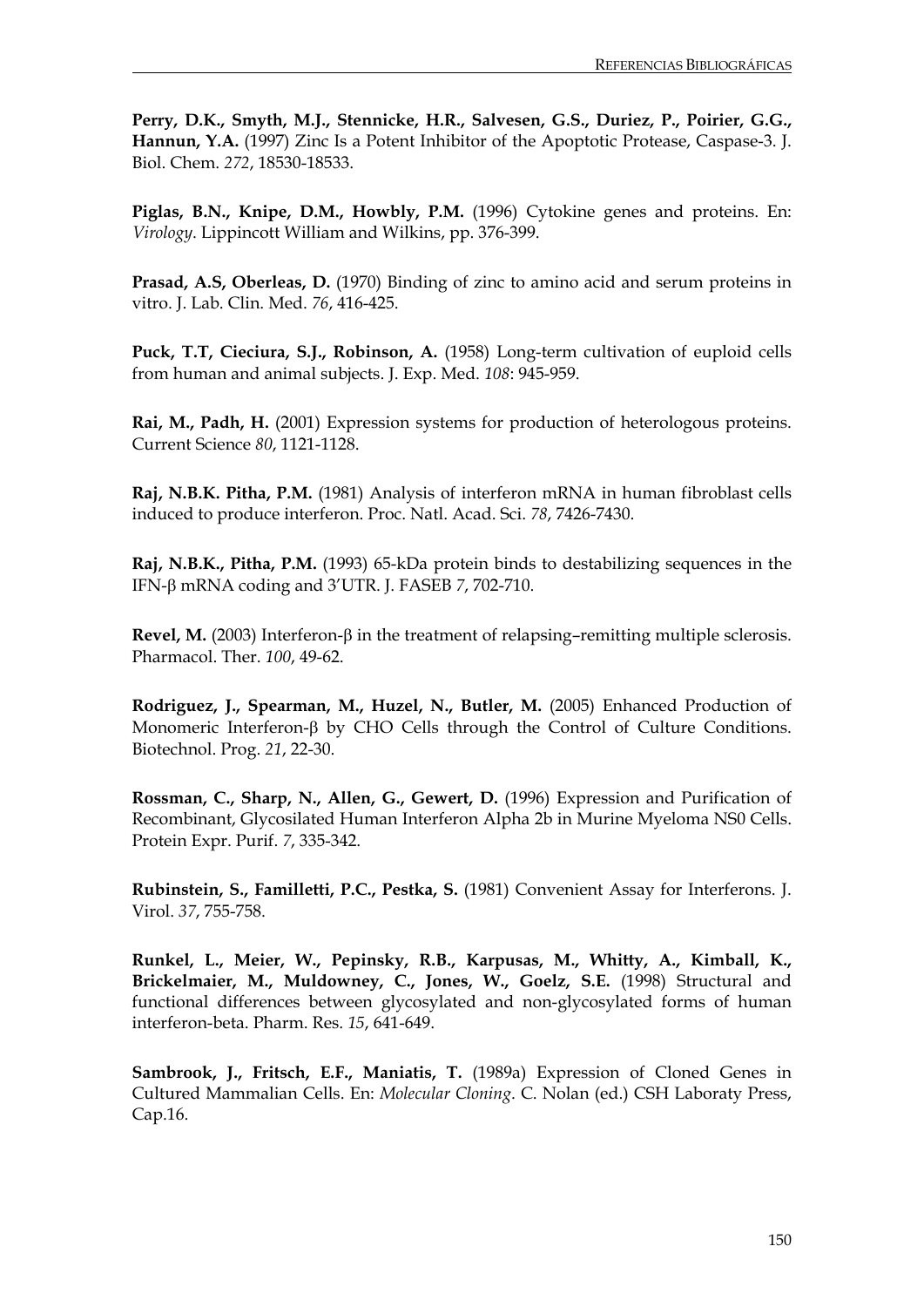**Perry, D.K., Smyth, M.J., Stennicke, H.R., Salvesen, G.S., Duriez, P., Poirier, G.G., Hannun, Y.A.** (1997) Zinc Is a Potent Inhibitor of the Apoptotic Protease, Caspase-3. J. Biol. Chem. *272*, 18530-18533.

**Piglas, B.N., Knipe, D.M., Howbly, P.M.** (1996) Cytokine genes and proteins. En: *Virology*. Lippincott William and Wilkins, pp. 376-399.

**Prasad, A.S, Oberleas, D.** (1970) Binding of zinc to amino acid and serum proteins in vitro. J. Lab. Clin. Med. *76*, 416-425.

**Puck, T.T, Cieciura, S.J., Robinson, A.** (1958) Long-term cultivation of euploid cells from human and animal subjects. J. Exp. Med. *108*: 945-959.

**Rai, M., Padh, H.** (2001) Expression systems for production of heterologous proteins. Current Science *80*, 1121-1128.

**Raj, N.B.K. Pitha, P.M.** (1981) Analysis of interferon mRNA in human fibroblast cells induced to produce interferon. Proc. Natl. Acad. Sci. *78*, 7426-7430.

**Raj, N.B.K., Pitha, P.M.** (1993) 65-kDa protein binds to destabilizing sequences in the IFN-β mRNA coding and 3'UTR. J. FASEB *7*, 702-710.

**Revel, M.** (2003) Interferon-β in the treatment of relapsing–remitting multiple sclerosis. Pharmacol. Ther. *100*, 49-62.

**Rodriguez, J., Spearman, M., Huzel, N., Butler, M.** (2005) Enhanced Production of Monomeric Interferon-β by CHO Cells through the Control of Culture Conditions. Biotechnol. Prog. *21*, 22-30.

**Rossman, C., Sharp, N., Allen, G., Gewert, D.** (1996) Expression and Purification of Recombinant, Glycosilated Human Interferon Alpha 2b in Murine Myeloma NS0 Cells. Protein Expr. Purif. *7*, 335-342.

**Rubinstein, S., Familletti, P.C., Pestka, S.** (1981) Convenient Assay for Interferons. J. Virol. *37*, 755-758.

**Runkel, L., Meier, W., Pepinsky, R.B., Karpusas, M., Whitty, A., Kimball, K., Brickelmaier, M., Muldowney, C., Jones, W., Goelz, S.E.** (1998) Structural and functional differences between glycosylated and non-glycosylated forms of human interferon-beta. Pharm. Res. *15*, 641-649.

**Sambrook, J., Fritsch, E.F., Maniatis, T.** (1989a) Expression of Cloned Genes in Cultured Mammalian Cells. En: *Molecular Cloning*. C. Nolan (ed.) CSH Laboraty Press, Cap.16.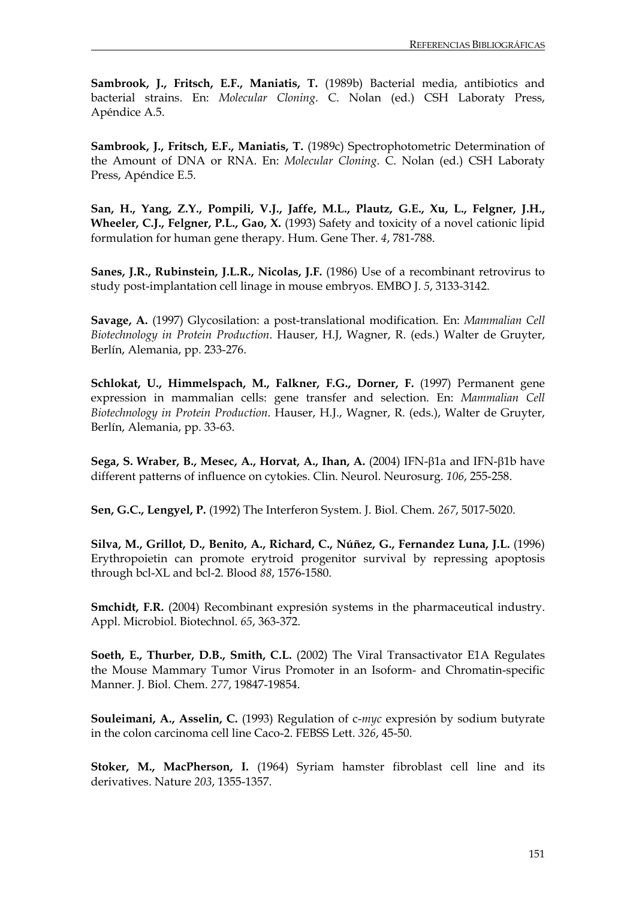**Sambrook, J., Fritsch, E.F., Maniatis, T.** (1989b) Bacterial media, antibiotics and bacterial strains. En: *Molecular Cloning*. C. Nolan (ed.) CSH Laboraty Press, Apéndice A.5.

**Sambrook, J., Fritsch, E.F., Maniatis, T.** (1989c) Spectrophotometric Determination of the Amount of DNA or RNA. En: *Molecular Cloning*. C. Nolan (ed.) CSH Laboraty Press, Apéndice E.5.

**San, H., Yang, Z.Y., Pompili, V.J., Jaffe, M.L., Plautz, G.E., Xu, L., Felgner, J.H., Wheeler, C.J., Felgner, P.L., Gao, X.** (1993) Safety and toxicity of a novel cationic lipid formulation for human gene therapy. Hum. Gene Ther. *4*, 781-788.

**Sanes, J.R., Rubinstein, J.L.R., Nicolas, J.F.** (1986) Use of a recombinant retrovirus to study post-implantation cell linage in mouse embryos. EMBO J. *5*, 3133-3142.

**Savage, A.** (1997) Glycosilation: a post-translational modification. En: *Mammalian Cell Biotechnology in Protein Production*. Hauser, H.J, Wagner, R. (eds.) Walter de Gruyter, Berlín, Alemania, pp. 233-276.

**Schlokat, U., Himmelspach, M., Falkner, F.G., Dorner, F.** (1997) Permanent gene expression in mammalian cells: gene transfer and selection. En: *Mammalian Cell Biotechnology in Protein Production*. Hauser, H.J., Wagner, R. (eds.), Walter de Gruyter, Berlín, Alemania, pp. 33-63.

**Sega, S. Wraber, B., Mesec, A., Horvat, A., Ihan, A.** (2004) IFN-β1a and IFN-β1b have different patterns of influence on cytokies. Clin. Neurol. Neurosurg. *106*, 255-258.

**Sen, G.C., Lengyel, P.** (1992) The Interferon System. J. Biol. Chem. *267*, 5017-5020.

**Silva, M., Grillot, D., Benito, A., Richard, C., Núñez, G., Fernandez Luna, J.L.** (1996) Erythropoietin can promote erytroid progenitor survival by repressing apoptosis through bcl-XL and bcl-2. Blood *88*, 1576-1580.

**Smchidt, F.R.** (2004) Recombinant expresión systems in the pharmaceutical industry. Appl. Microbiol. Biotechnol. *65*, 363-372.

**Soeth, E., Thurber, D.B., Smith, C.L.** (2002) The Viral Transactivator E1A Regulates the Mouse Mammary Tumor Virus Promoter in an Isoform- and Chromatin-specific Manner. J. Biol. Chem. *277*, 19847-19854.

**Souleimani, A., Asselin, C.** (1993) Regulation of c-*myc* expresión by sodium butyrate in the colon carcinoma cell line Caco-2. FEBSS Lett. *326*, 45-50.

**Stoker, M., MacPherson, I.** (1964) Syriam hamster fibroblast cell line and its derivatives. Nature *203*, 1355-1357.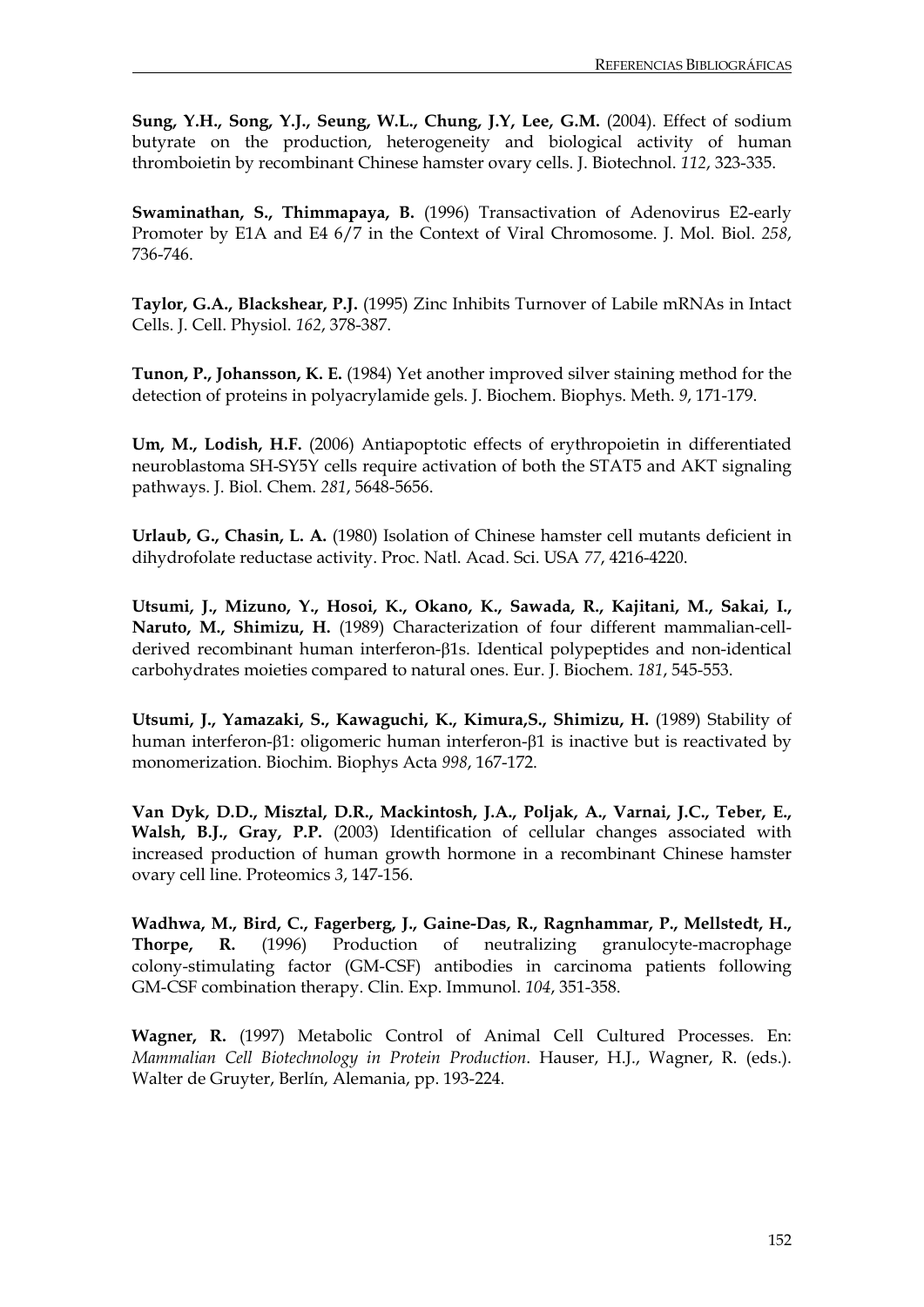**Sung, Y.H., Song, Y.J., Seung, W.L., Chung, J.Y, Lee, G.M.** (2004). Effect of sodium butyrate on the production, heterogeneity and biological activity of human thromboietin by recombinant Chinese hamster ovary cells. J. Biotechnol. *112*, 323-335.

**Swaminathan, S., Thimmapaya, B.** (1996) Transactivation of Adenovirus E2-early Promoter by E1A and E4 6/7 in the Context of Viral Chromosome. J. Mol. Biol. *258*, 736-746.

**Taylor, G.A., Blackshear, P.J.** (1995) Zinc Inhibits Turnover of Labile mRNAs in Intact Cells. J. Cell. Physiol. *162*, 378-387.

**Tunon, P., Johansson, K. E.** (1984) Yet another improved silver staining method for the detection of proteins in polyacrylamide gels. J. Biochem. Biophys. Meth. *9*, 171-179.

**Um, M., Lodish, H.F.** (2006) Antiapoptotic effects of erythropoietin in differentiated neuroblastoma SH-SY5Y cells require activation of both the STAT5 and AKT signaling pathways. J. Biol. Chem. *281*, 5648-5656.

**Urlaub, G., Chasin, L. A.** (1980) Isolation of Chinese hamster cell mutants deficient in dihydrofolate reductase activity. Proc. Natl. Acad. Sci. USA *77*, 4216-4220.

**Utsumi, J., Mizuno, Y., Hosoi, K., Okano, K., Sawada, R., Kajitani, M., Sakai, I., Naruto, M., Shimizu, H.** (1989) Characterization of four different mammalian-cell-derived recombinant human interferon-β1s. Identical polypeptides and non-identical carbohydrates moieties compared to natural ones. Eur. J. Biochem. *181*, 545-553.

**Utsumi, J., Yamazaki, S., Kawaguchi, K., Kimura,S., Shimizu, H.** (1989) Stability of human interferon-β1: oligomeric human interferon-β1 is inactive but is reactivated by monomerization. Biochim. Biophys Acta *998*, 167-172.

**Van Dyk, D.D., Misztal, D.R., Mackintosh, J.A., Poljak, A., Varnai, J.C., Teber, E., Walsh, B.J., Gray, P.P.** (2003) Identification of cellular changes associated with increased production of human growth hormone in a recombinant Chinese hamster ovary cell line. Proteomics *3*, 147-156.

**Wadhwa, M., Bird, C., Fagerberg, J., Gaine-Das, R., Ragnhammar, P., Mellstedt, H., Thorpe, R.** (1996) Production of neutralizing granulocyte-macrophage colony-stimulating factor (GM-CSF) antibodies in carcinoma patients following GM-CSF combination therapy. Clin. Exp. Immunol. *104*, 351-358.

**Wagner, R.** (1997) Metabolic Control of Animal Cell Cultured Processes. En: *Mammalian Cell Biotechnology in Protein Production*. Hauser, H.J., Wagner, R. (eds.). Walter de Gruyter, Berlín, Alemania, pp. 193-224.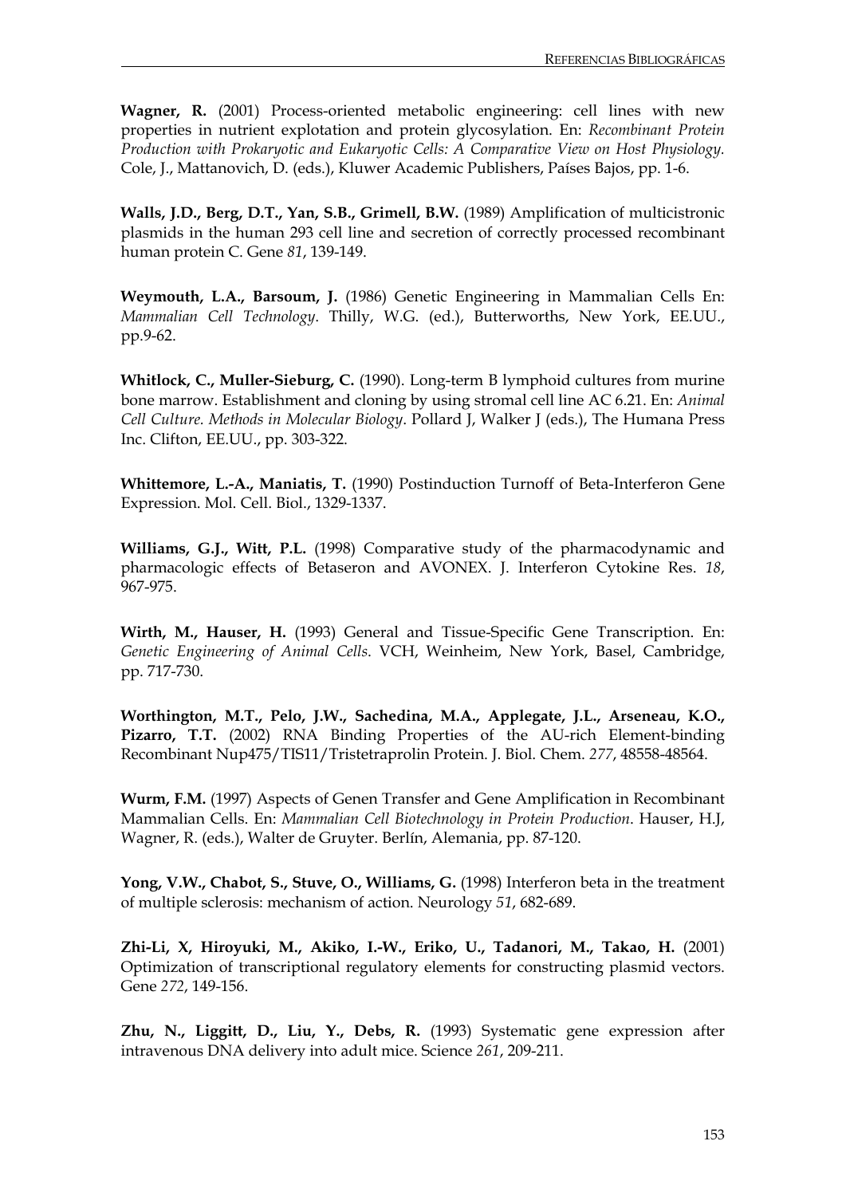**Wagner, R.** (2001) Process-oriented metabolic engineering: cell lines with new properties in nutrient explotation and protein glycosylation. En: *Recombinant Protein Production with Prokaryotic and Eukaryotic Cells: A Comparative View on Host Physiology.* Cole, J., Mattanovich, D. (eds.), Kluwer Academic Publishers, Países Bajos, pp. 1-6.

**Walls, J.D., Berg, D.T., Yan, S.B., Grimell, B.W.** (1989) Amplification of multicistronic plasmids in the human 293 cell line and secretion of correctly processed recombinant human protein C. Gene *81*, 139-149.

**Weymouth, L.A., Barsoum, J.** (1986) Genetic Engineering in Mammalian Cells En: *Mammalian Cell Technology*. Thilly, W.G. (ed.), Butterworths, New York, EE.UU., pp.9-62.

**Whitlock, C., Muller-Sieburg, C.** (1990). Long-term B lymphoid cultures from murine bone marrow. Establishment and cloning by using stromal cell line AC 6.21. En: *Animal Cell Culture. Methods in Molecular Biology*. Pollard J, Walker J (eds.), The Humana Press Inc. Clifton, EE.UU., pp. 303-322.

**Whittemore, L.-A., Maniatis, T.** (1990) Postinduction Turnoff of Beta-Interferon Gene Expression. Mol. Cell. Biol., 1329-1337.

**Williams, G.J., Witt, P.L.** (1998) Comparative study of the pharmacodynamic and pharmacologic effects of Betaseron and AVONEX. J. Interferon Cytokine Res. *18*, 967-975.

**Wirth, M., Hauser, H.** (1993) General and Tissue-Specific Gene Transcription. En: *Genetic Engineering of Animal Cells*. VCH, Weinheim, New York, Basel, Cambridge, pp. 717-730.

**Worthington, M.T., Pelo, J.W., Sachedina, M.A., Applegate, J.L., Arseneau, K.O., Pizarro, T.T.** (2002) RNA Binding Properties of the AU-rich Element-binding Recombinant Nup475/TIS11/Tristetraprolin Protein. J. Biol. Chem. *277*, 48558-48564.

**Wurm, F.M.** (1997) Aspects of Genen Transfer and Gene Amplification in Recombinant Mammalian Cells. En: *Mammalian Cell Biotechnology in Protein Production*. Hauser, H.J, Wagner, R. (eds.), Walter de Gruyter. Berlín, Alemania, pp. 87-120.

**Yong, V.W., Chabot, S., Stuve, O., Williams, G.** (1998) Interferon beta in the treatment of multiple sclerosis: mechanism of action. Neurology *51*, 682-689.

**Zhi-Li, X, Hiroyuki, M., Akiko, I.-W., Eriko, U., Tadanori, M., Takao, H.** (2001) Optimization of transcriptional regulatory elements for constructing plasmid vectors. Gene *272*, 149-156.

**Zhu, N., Liggitt, D., Liu, Y., Debs, R.** (1993) Systematic gene expression after intravenous DNA delivery into adult mice. Science *261*, 209-211.